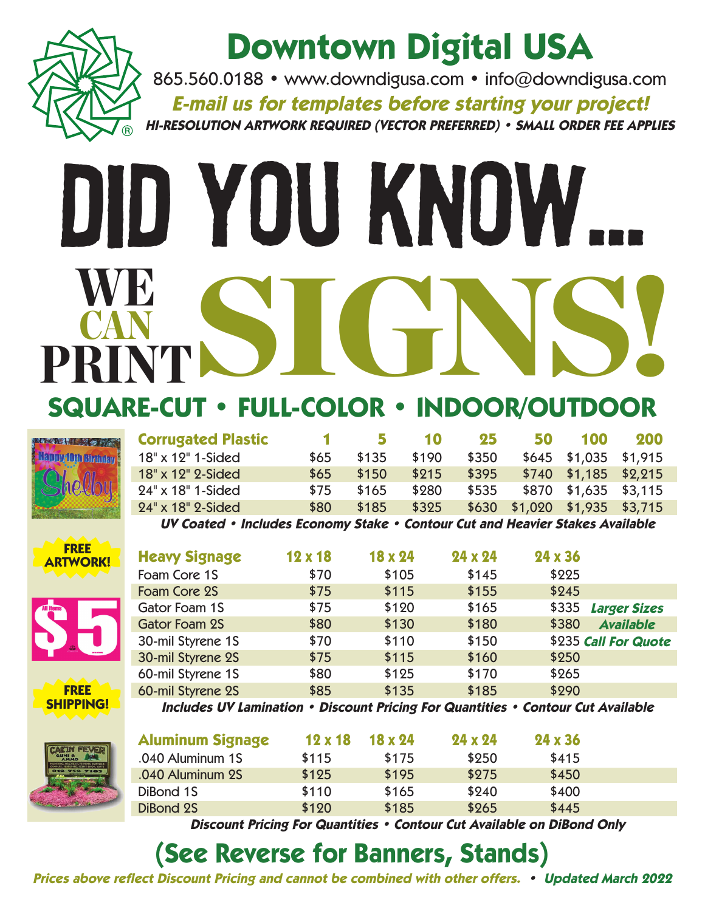# Downtown Digital USA

865.560.0188 • www.downdigusa.com • info@downdigusa.com

***E-mail us for templates before starting your project!***

***HI-RESOLUTION ARTWORK REQUIRED (VECTOR PREFERRED) • SMALL ORDER FEE APPLIES***

# DID YOU KNOW...

# WE CAN PRINT SIGNS!

## SQUARE-CUT • FULL-COLOR • INDOOR/OUTDOOR

**FREE ARTWORK!**

**All Items $5**

**FREE SHIPPING!**

| Corrugated Plastic | 1 | 5 | 10 | 25 | 50 | 100 | 200 |
|---|---|---|---|---|---|---|---|
| 18" x 12" 1-Sided | $65 | $135 | $190 | $350 | $645 | $1,035 | $1,915 |
| 18" x 12" 2-Sided | $65 | $150 | $215 | $395 | $740 | $1,185 | $2,215 |
| 24" x 18" 1-Sided | $75 | $165 | $280 | $535 | $870 | $1,635 | $3,115 |
| 24" x 18" 2-Sided | $80 | $185 | $325 | $630 | $1,020 | $1,935 | $3,715 |

***UV Coated • Includes Economy Stake • Contour Cut and Heavier Stakes Available***

| Heavy Signage | 12 x 18 | 18 x 24 | 24 x 24 | 24 x 36 |
|---|---|---|---|---|
| Foam Core 1S | $70 | $105 | $145 | $225 |
| Foam Core 2S | $75 | $115 | $155 | $245 |
| Gator Foam 1S | $75 | $120 | $165 | $335 |
| Gator Foam 2S | $80 | $130 | $180 | $380 |
| 30-mil Styrene 1S | $70 | $110 | $150 | $235 |
| 30-mil Styrene 2S | $75 | $115 | $160 | $250 |
| 60-mil Styrene 1S | $80 | $125 | $170 | $265 |
| 60-mil Styrene 2S | $85 | $135 | $185 | $290 |

***Larger Sizes Available Call For Quote***

***Includes UV Lamination • Discount Pricing For Quantities • Contour Cut Available***

| Aluminum Signage | 12 x 18 | 18 x 24 | 24 x 24 | 24 x 36 |
|---|---|---|---|---|
| .040 Aluminum 1S | $115 | $175 | $250 | $415 |
| .040 Aluminum 2S | $125 | $195 | $275 | $450 |
| DiBond 1S | $110 | $165 | $240 | $400 |
| DiBond 2S | $120 | $185 | $265 | $445 |

***Discount Pricing For Quantities • Contour Cut Available on DiBond Only***

## (See Reverse for Banners, Stands)

***Prices above reflect Discount Pricing and cannot be combined with other offers. • Updated March 2022***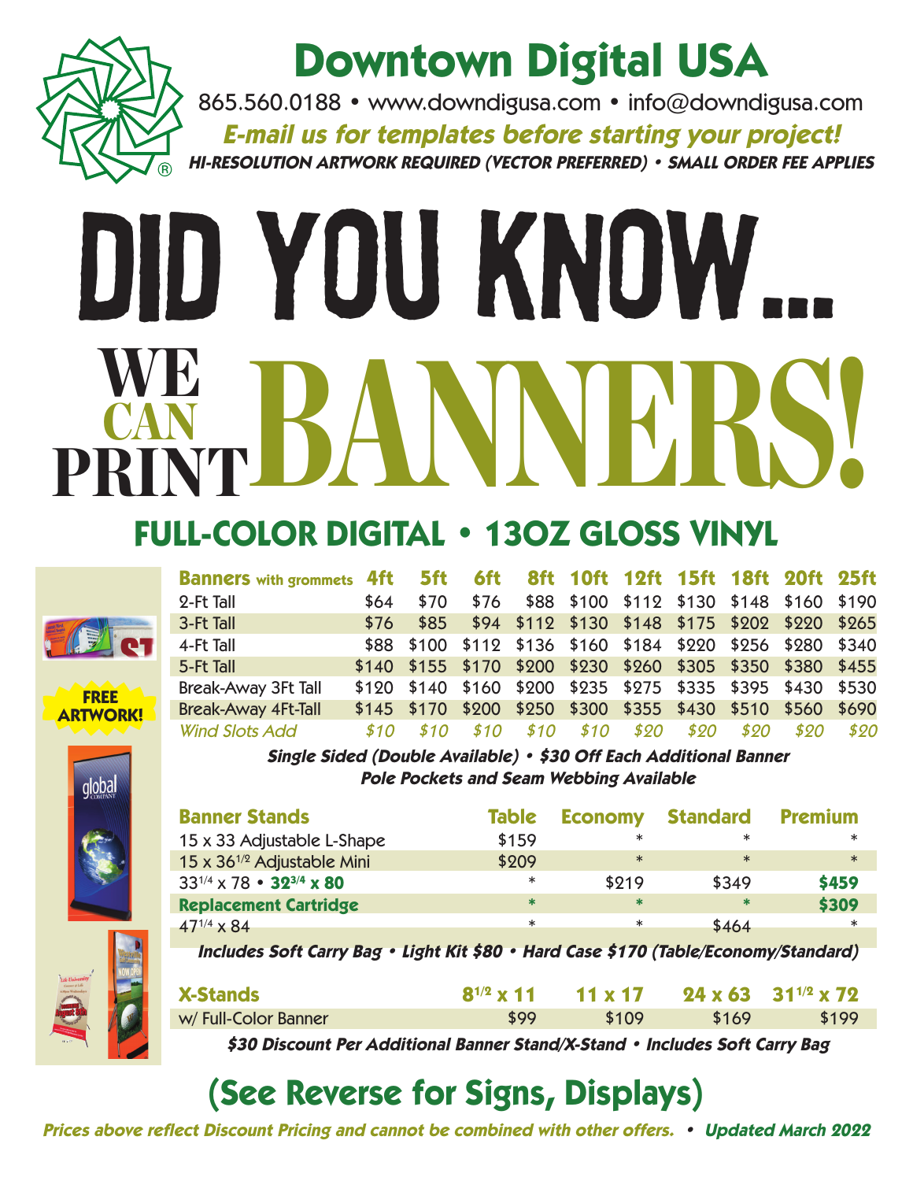# Downtown Digital USA

865.560.0188 • www.downdigusa.com • info@downdigusa.com

***E-mail us for templates before starting your project!***

***HI-RESOLUTION ARTWORK REQUIRED (VECTOR PREFERRED) • SMALL ORDER FEE APPLIES***

# DID YOU KNOW...

# WE CAN PRINT BANNERS!

## FULL-COLOR DIGITAL • 13OZ GLOSS VINYL

FREE ARTWORK!

| Banners with grommets | 4ft | 5ft | 6ft | 8ft | 10ft | 12ft | 15ft | 18ft | 20ft | 25ft |
|---|---|---|---|---|---|---|---|---|---|---|
| 2-Ft Tall | $64 | $70 | $76 | $88 | $100 | $112 | $130 | $148 | $160 | $190 |
| 3-Ft Tall | $76 | $85 | $94 | $112 | $130 | $148 | $175 | $202 | $220 | $265 |
| 4-Ft Tall | $88 | $100 | $112 | $136 | $160 | $184 | $220 | $256 | $280 | $340 |
| 5-Ft Tall | $140 | $155 | $170 | $200 | $230 | $260 | $305 | $350 | $380 | $455 |
| Break-Away 3Ft Tall | $120 | $140 | $160 | $200 | $235 | $275 | $335 | $395 | $430 | $530 |
| Break-Away 4Ft-Tall | $145 | $170 | $200 | $250 | $300 | $355 | $430 | $510 | $560 | $690 |
| *Wind Slots Add* | *$10* | *$10* | *$10* | *$10* | *$10* | *$20* | *$20* | *$20* | *$20* | *$20* |

***Single Sided (Double Available) • $30 Off Each Additional Banner***

***Pole Pockets and Seam Webbing Available***

| Banner Stands | Table | Economy | Standard | Premium |
|---|---|---|---|---|
| 15 x 33 Adjustable L-Shape | $159 | * | * | * |
| 15 x $36^{1/2}$ Adjustable Mini | $209 | * | * | * |
| $33^{1/4}$ x 78 • **$32^{3/4}$ x 80** | * | $219 | $349 | **$459** |
| **Replacement Cartridge** | * | * | * | **$309** |
| $47^{1/4}$ x 84 | * | * | $464 | * |

***Includes Soft Carry Bag • Light Kit $80 • Hard Case $170 (Table/Economy/Standard)***

| X-Stands | $8^{1/2}$ x 11 | 11 x 17 | 24 x 63 | $31^{1/2}$ x 72 |
|---|---|---|---|---|
| w/ Full-Color Banner | $99 | $109 | $169 | $199 |

***$30 Discount Per Additional Banner Stand/X-Stand • Includes Soft Carry Bag***

## (See Reverse for Signs, Displays)

***Prices above reflect Discount Pricing and cannot be combined with other offers. • Updated March 2022***